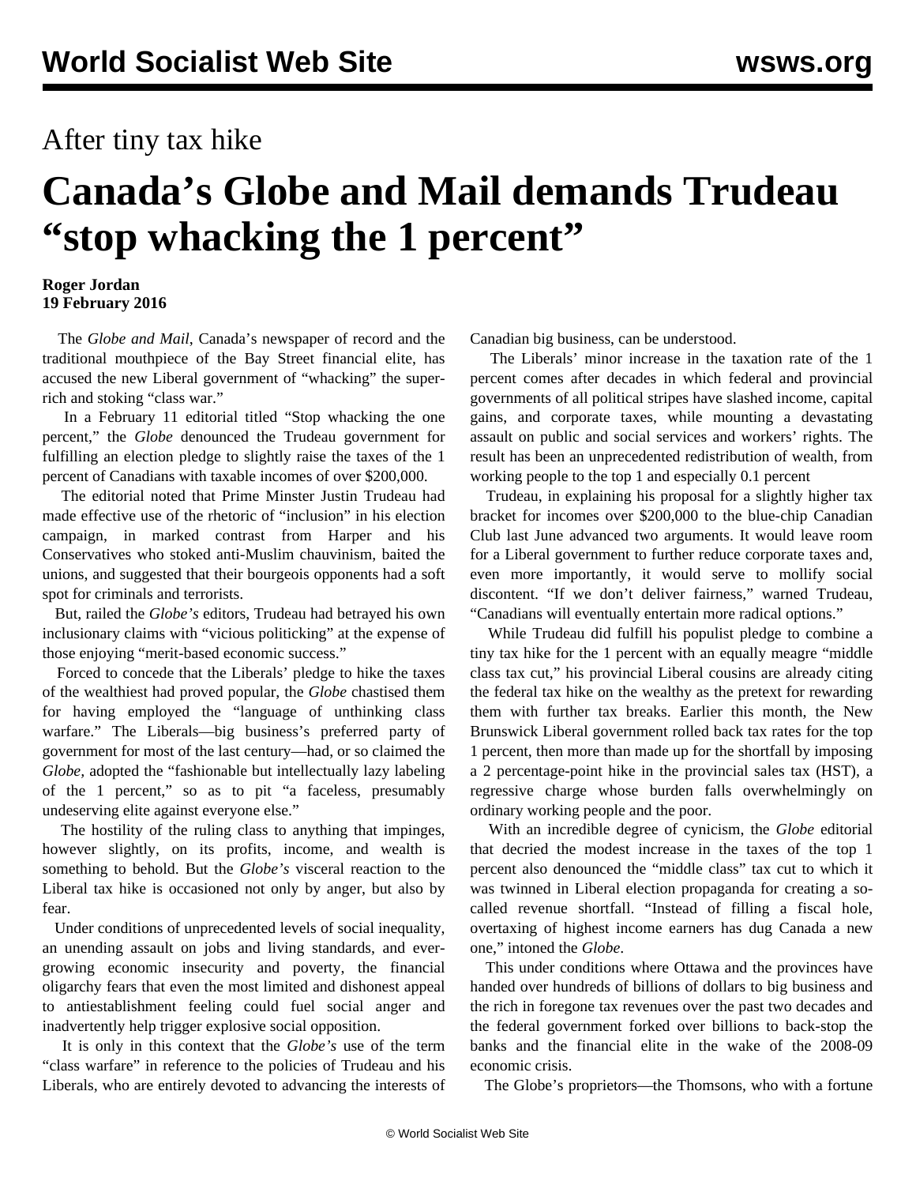## After tiny tax hike

# Canada's Globe and Mail demands Trudeau "stop whacking the 1 percent"

**Roger Jordan**
**19 February 2016**

The *Globe and Mail*, Canada's newspaper of record and the traditional mouthpiece of the Bay Street financial elite, has accused the new Liberal government of "whacking" the super-rich and stoking "class war."

In a February 11 editorial titled "Stop whacking the one percent," the *Globe* denounced the Trudeau government for fulfilling an election pledge to slightly raise the taxes of the 1 percent of Canadians with taxable incomes of over $200,000.

The editorial noted that Prime Minster Justin Trudeau had made effective use of the rhetoric of "inclusion" in his election campaign, in marked contrast from Harper and his Conservatives who stoked anti-Muslim chauvinism, baited the unions, and suggested that their bourgeois opponents had a soft spot for criminals and terrorists.

But, railed the *Globe's* editors, Trudeau had betrayed his own inclusionary claims with "vicious politicking" at the expense of those enjoying "merit-based economic success."

Forced to concede that the Liberals' pledge to hike the taxes of the wealthiest had proved popular, the *Globe* chastised them for having employed the "language of unthinking class warfare." The Liberals—big business's preferred party of government for most of the last century—had, or so claimed the *Globe,* adopted the "fashionable but intellectually lazy labeling of the 1 percent," so as to pit "a faceless, presumably undeserving elite against everyone else."

The hostility of the ruling class to anything that impinges, however slightly, on its profits, income, and wealth is something to behold. But the *Globe's* visceral reaction to the Liberal tax hike is occasioned not only by anger, but also by fear.

Under conditions of unprecedented levels of social inequality, an unending assault on jobs and living standards, and ever-growing economic insecurity and poverty, the financial oligarchy fears that even the most limited and dishonest appeal to antiestablishment feeling could fuel social anger and inadvertently help trigger explosive social opposition.

It is only in this context that the *Globe's* use of the term "class warfare" in reference to the policies of Trudeau and his Liberals, who are entirely devoted to advancing the interests of Canadian big business, can be understood.

The Liberals' minor increase in the taxation rate of the 1 percent comes after decades in which federal and provincial governments of all political stripes have slashed income, capital gains, and corporate taxes, while mounting a devastating assault on public and social services and workers' rights. The result has been an unprecedented redistribution of wealth, from working people to the top 1 and especially 0.1 percent

Trudeau, in explaining his proposal for a slightly higher tax bracket for incomes over $200,000 to the blue-chip Canadian Club last June advanced two arguments. It would leave room for a Liberal government to further reduce corporate taxes and, even more importantly, it would serve to mollify social discontent. "If we don't deliver fairness," warned Trudeau, "Canadians will eventually entertain more radical options."

While Trudeau did fulfill his populist pledge to combine a tiny tax hike for the 1 percent with an equally meagre "middle class tax cut," his provincial Liberal cousins are already citing the federal tax hike on the wealthy as the pretext for rewarding them with further tax breaks. Earlier this month, the New Brunswick Liberal government rolled back tax rates for the top 1 percent, then more than made up for the shortfall by imposing a 2 percentage-point hike in the provincial sales tax (HST), a regressive charge whose burden falls overwhelmingly on ordinary working people and the poor.

With an incredible degree of cynicism, the *Globe* editorial that decried the modest increase in the taxes of the top 1 percent also denounced the "middle class" tax cut to which it was twinned in Liberal election propaganda for creating a so-called revenue shortfall. "Instead of filling a fiscal hole, overtaxing of highest income earners has dug Canada a new one," intoned the *Globe*.

This under conditions where Ottawa and the provinces have handed over hundreds of billions of dollars to big business and the rich in foregone tax revenues over the past two decades and the federal government forked over billions to back-stop the banks and the financial elite in the wake of the 2008-09 economic crisis.

The Globe's proprietors—the Thomsons, who with a fortune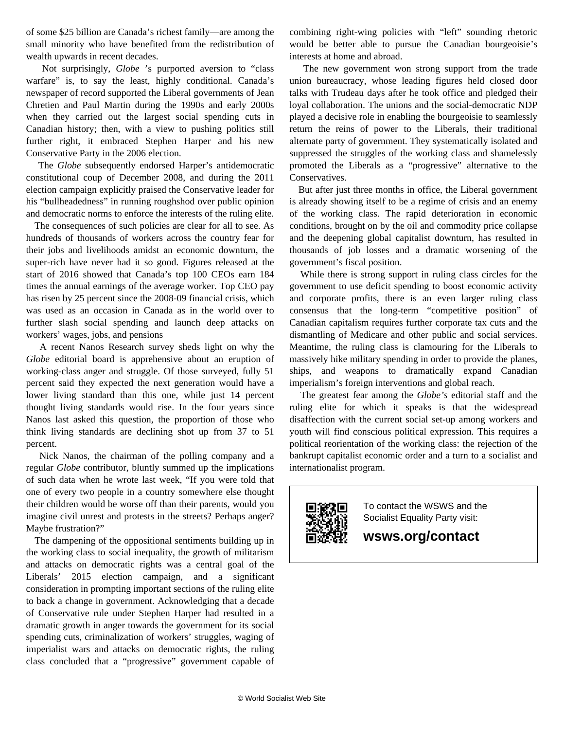of some $25 billion are Canada's richest family—are among the small minority who have benefited from the redistribution of wealth upwards in recent decades.

Not surprisingly, *Globe* 's purported aversion to "class warfare" is, to say the least, highly conditional. Canada's newspaper of record supported the Liberal governments of Jean Chretien and Paul Martin during the 1990s and early 2000s when they carried out the largest social spending cuts in Canadian history; then, with a view to pushing politics still further right, it embraced Stephen Harper and his new Conservative Party in the 2006 election.

The *Globe* subsequently endorsed Harper's antidemocratic constitutional coup of December 2008, and during the 2011 election campaign explicitly praised the Conservative leader for his "bullheadedness" in running roughshod over public opinion and democratic norms to enforce the interests of the ruling elite.

The consequences of such policies are clear for all to see. As hundreds of thousands of workers across the country fear for their jobs and livelihoods amidst an economic downturn, the super-rich have never had it so good. Figures released at the start of 2016 showed that Canada's top 100 CEOs earn 184 times the annual earnings of the average worker. Top CEO pay has risen by 25 percent since the 2008-09 financial crisis, which was used as an occasion in Canada as in the world over to further slash social spending and launch deep attacks on workers' wages, jobs, and pensions

A recent Nanos Research survey sheds light on why the *Globe* editorial board is apprehensive about an eruption of working-class anger and struggle. Of those surveyed, fully 51 percent said they expected the next generation would have a lower living standard than this one, while just 14 percent thought living standards would rise. In the four years since Nanos last asked this question, the proportion of those who think living standards are declining shot up from 37 to 51 percent.

Nick Nanos, the chairman of the polling company and a regular *Globe* contributor, bluntly summed up the implications of such data when he wrote last week, "If you were told that one of every two people in a country somewhere else thought their children would be worse off than their parents, would you imagine civil unrest and protests in the streets? Perhaps anger? Maybe frustration?"

The dampening of the oppositional sentiments building up in the working class to social inequality, the growth of militarism and attacks on democratic rights was a central goal of the Liberals' 2015 election campaign, and a significant consideration in prompting important sections of the ruling elite to back a change in government. Acknowledging that a decade of Conservative rule under Stephen Harper had resulted in a dramatic growth in anger towards the government for its social spending cuts, criminalization of workers' struggles, waging of imperialist wars and attacks on democratic rights, the ruling class concluded that a "progressive" government capable of combining right-wing policies with "left" sounding rhetoric would be better able to pursue the Canadian bourgeoisie's interests at home and abroad.

The new government won strong support from the trade union bureaucracy, whose leading figures held closed door talks with Trudeau days after he took office and pledged their loyal collaboration. The unions and the social-democratic NDP played a decisive role in enabling the bourgeoisie to seamlessly return the reins of power to the Liberals, their traditional alternate party of government. They systematically isolated and suppressed the struggles of the working class and shamelessly promoted the Liberals as a "progressive" alternative to the Conservatives.

But after just three months in office, the Liberal government is already showing itself to be a regime of crisis and an enemy of the working class. The rapid deterioration in economic conditions, brought on by the oil and commodity price collapse and the deepening global capitalist downturn, has resulted in thousands of job losses and a dramatic worsening of the government's fiscal position.

While there is strong support in ruling class circles for the government to use deficit spending to boost economic activity and corporate profits, there is an even larger ruling class consensus that the long-term "competitive position" of Canadian capitalism requires further corporate tax cuts and the dismantling of Medicare and other public and social services. Meantime, the ruling class is clamouring for the Liberals to massively hike military spending in order to provide the planes, ships, and weapons to dramatically expand Canadian imperialism's foreign interventions and global reach.

The greatest fear among the *Globe's* editorial staff and the ruling elite for which it speaks is that the widespread disaffection with the current social set-up among workers and youth will find conscious political expression. This requires a political reorientation of the working class: the rejection of the bankrupt capitalist economic order and a turn to a socialist and internationalist program.

To contact the WSWS and the Socialist Equality Party visit:

**wsws.org/contact**